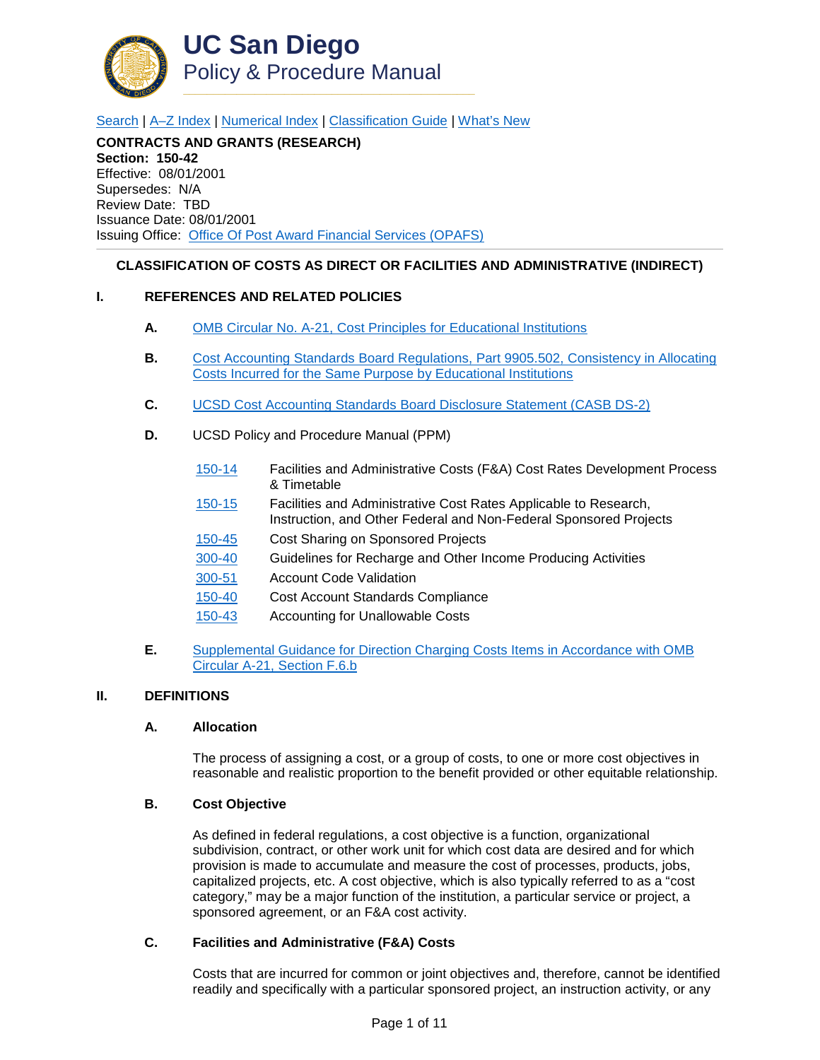# UC San Diego
## Policy & Procedure Manual

Search | A–Z Index | Numerical Index | Classification Guide | What's New

**CONTRACTS AND GRANTS (RESEARCH)**
**Section: 150-42**
Effective: 08/01/2001
Supersedes: N/A
Review Date: TBD
Issuance Date: 08/01/2001
Issuing Office: Office Of Post Award Financial Services (OPAFS)

---

### CLASSIFICATION OF COSTS AS DIRECT OR FACILITIES AND ADMINISTRATIVE (INDIRECT)

## I. REFERENCES AND RELATED POLICIES

**A.** OMB Circular No. A-21, Cost Principles for Educational Institutions

**B.** Cost Accounting Standards Board Regulations, Part 9905.502, Consistency in Allocating Costs Incurred for the Same Purpose by Educational Institutions

**C.** UCSD Cost Accounting Standards Board Disclosure Statement (CASB DS-2)

**D.** UCSD Policy and Procedure Manual (PPM)

| | |
|---|---|
| 150-14 | Facilities and Administrative Costs (F&A) Cost Rates Development Process & Timetable |
| 150-15 | Facilities and Administrative Cost Rates Applicable to Research, Instruction, and Other Federal and Non-Federal Sponsored Projects |
| 150-45 | Cost Sharing on Sponsored Projects |
| 300-40 | Guidelines for Recharge and Other Income Producing Activities |
| 300-51 | Account Code Validation |
| 150-40 | Cost Account Standards Compliance |
| 150-43 | Accounting for Unallowable Costs |

**E.** Supplemental Guidance for Direction Charging Costs Items in Accordance with OMB Circular A-21, Section F.6.b

## II. DEFINITIONS

### A. Allocation

The process of assigning a cost, or a group of costs, to one or more cost objectives in reasonable and realistic proportion to the benefit provided or other equitable relationship.

### B. Cost Objective

As defined in federal regulations, a cost objective is a function, organizational subdivision, contract, or other work unit for which cost data are desired and for which provision is made to accumulate and measure the cost of processes, products, jobs, capitalized projects, etc. A cost objective, which is also typically referred to as a "cost category," may be a major function of the institution, a particular service or project, a sponsored agreement, or an F&A cost activity.

### C. Facilities and Administrative (F&A) Costs

Costs that are incurred for common or joint objectives and, therefore, cannot be identified readily and specifically with a particular sponsored project, an instruction activity, or any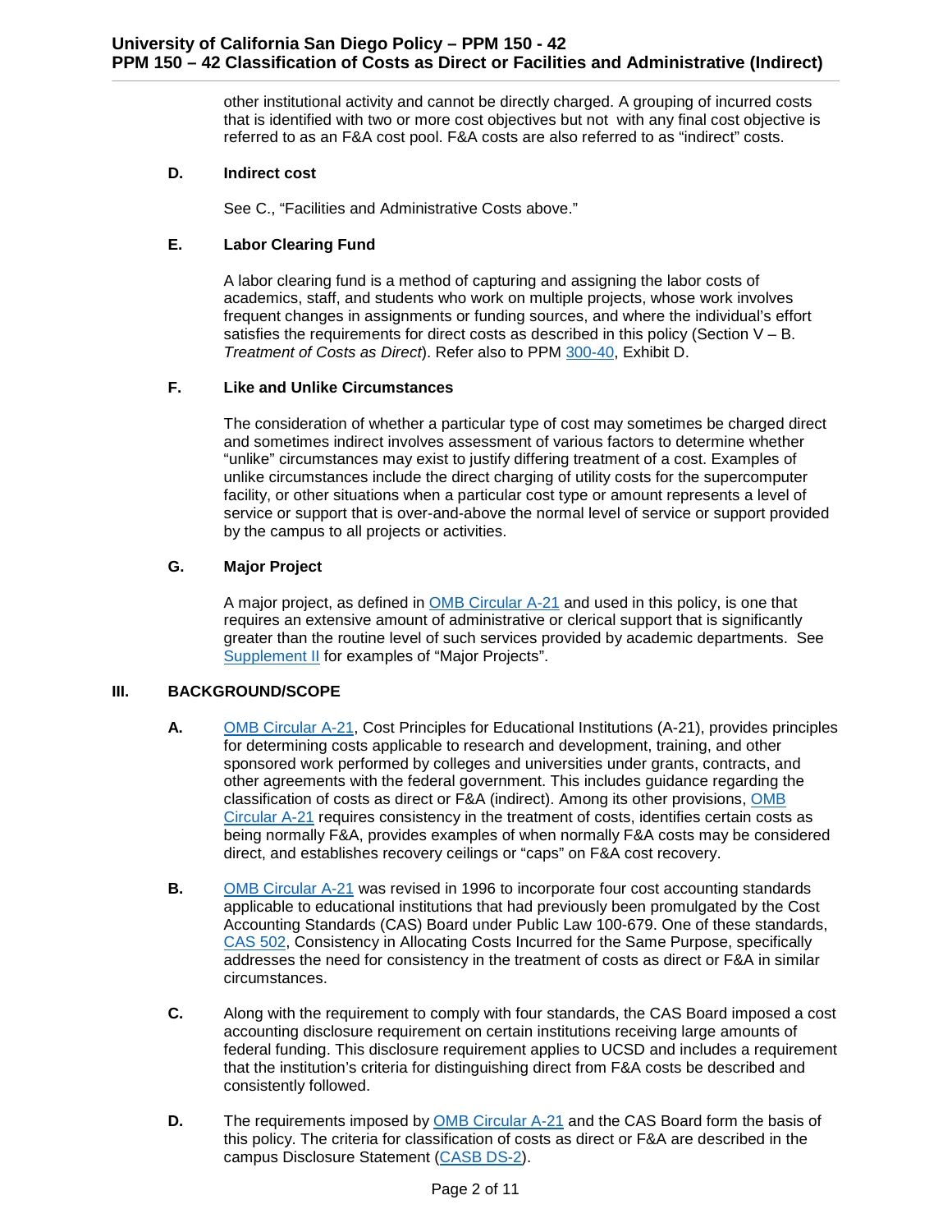other institutional activity and cannot be directly charged. A grouping of incurred costs that is identified with two or more cost objectives but not with any final cost objective is referred to as an F&A cost pool. F&A costs are also referred to as "indirect" costs.

**D. Indirect cost**

See C., "Facilities and Administrative Costs above."

**E. Labor Clearing Fund**

A labor clearing fund is a method of capturing and assigning the labor costs of academics, staff, and students who work on multiple projects, whose work involves frequent changes in assignments or funding sources, and where the individual's effort satisfies the requirements for direct costs as described in this policy (Section V – B. *Treatment of Costs as Direct*). Refer also to PPM 300-40, Exhibit D.

**F. Like and Unlike Circumstances**

The consideration of whether a particular type of cost may sometimes be charged direct and sometimes indirect involves assessment of various factors to determine whether "unlike" circumstances may exist to justify differing treatment of a cost. Examples of unlike circumstances include the direct charging of utility costs for the supercomputer facility, or other situations when a particular cost type or amount represents a level of service or support that is over-and-above the normal level of service or support provided by the campus to all projects or activities.

**G. Major Project**

A major project, as defined in OMB Circular A-21 and used in this policy, is one that requires an extensive amount of administrative or clerical support that is significantly greater than the routine level of such services provided by academic departments. See Supplement II for examples of "Major Projects".

## III. BACKGROUND/SCOPE

**A.** OMB Circular A-21, Cost Principles for Educational Institutions (A-21), provides principles for determining costs applicable to research and development, training, and other sponsored work performed by colleges and universities under grants, contracts, and other agreements with the federal government. This includes guidance regarding the classification of costs as direct or F&A (indirect). Among its other provisions, OMB Circular A-21 requires consistency in the treatment of costs, identifies certain costs as being normally F&A, provides examples of when normally F&A costs may be considered direct, and establishes recovery ceilings or "caps" on F&A cost recovery.

**B.** OMB Circular A-21 was revised in 1996 to incorporate four cost accounting standards applicable to educational institutions that had previously been promulgated by the Cost Accounting Standards (CAS) Board under Public Law 100-679. One of these standards, CAS 502, Consistency in Allocating Costs Incurred for the Same Purpose, specifically addresses the need for consistency in the treatment of costs as direct or F&A in similar circumstances.

**C.** Along with the requirement to comply with four standards, the CAS Board imposed a cost accounting disclosure requirement on certain institutions receiving large amounts of federal funding. This disclosure requirement applies to UCSD and includes a requirement that the institution's criteria for distinguishing direct from F&A costs be described and consistently followed.

**D.** The requirements imposed by OMB Circular A-21 and the CAS Board form the basis of this policy. The criteria for classification of costs as direct or F&A are described in the campus Disclosure Statement (CASB DS-2).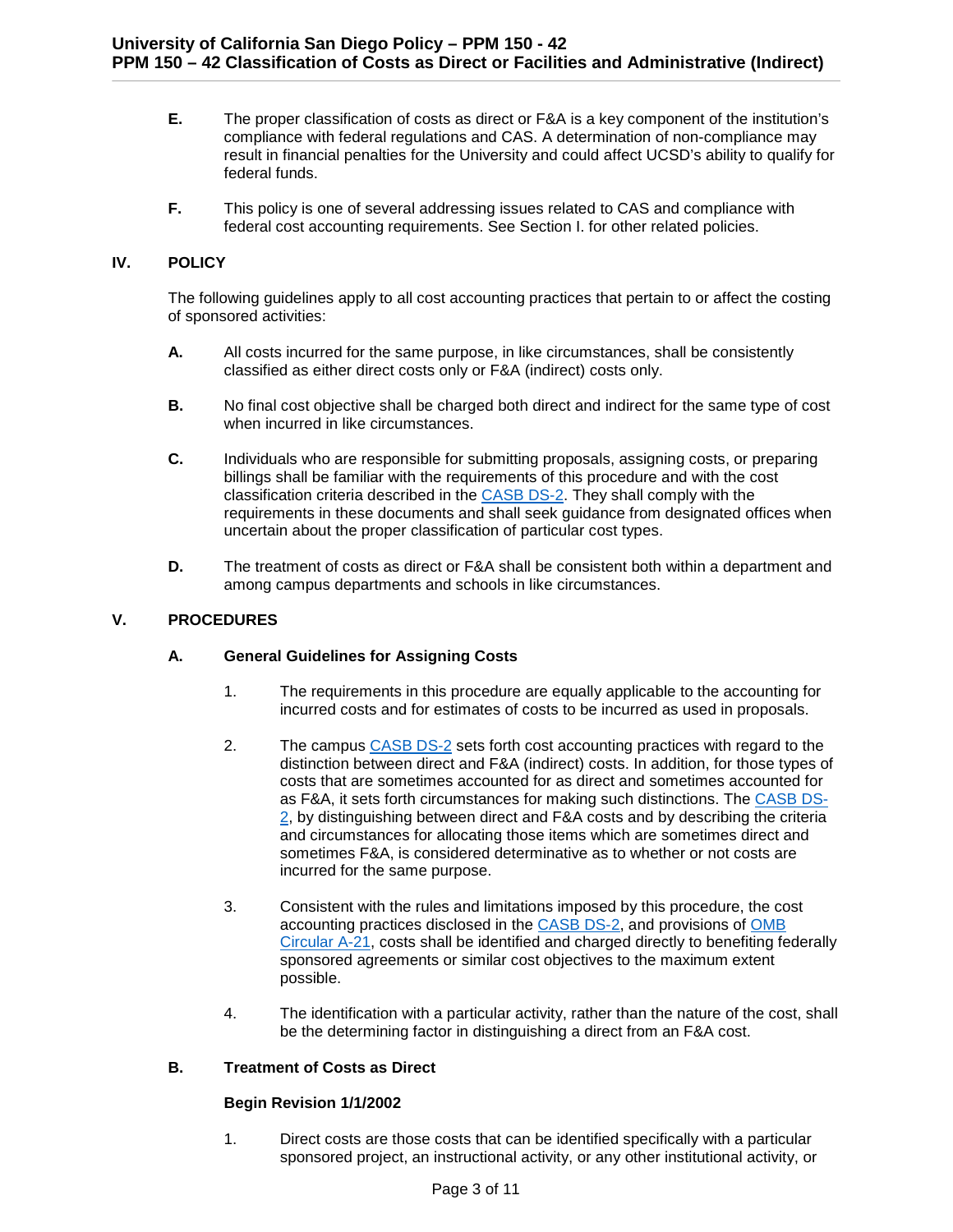E. The proper classification of costs as direct or F&A is a key component of the institution's compliance with federal regulations and CAS. A determination of non-compliance may result in financial penalties for the University and could affect UCSD's ability to qualify for federal funds.

F. This policy is one of several addressing issues related to CAS and compliance with federal cost accounting requirements. See Section I. for other related policies.

## IV. POLICY

The following guidelines apply to all cost accounting practices that pertain to or affect the costing of sponsored activities:

A. All costs incurred for the same purpose, in like circumstances, shall be consistently classified as either direct costs only or F&A (indirect) costs only.

B. No final cost objective shall be charged both direct and indirect for the same type of cost when incurred in like circumstances.

C. Individuals who are responsible for submitting proposals, assigning costs, or preparing billings shall be familiar with the requirements of this procedure and with the cost classification criteria described in the CASB DS-2. They shall comply with the requirements in these documents and shall seek guidance from designated offices when uncertain about the proper classification of particular cost types.

D. The treatment of costs as direct or F&A shall be consistent both within a department and among campus departments and schools in like circumstances.

## V. PROCEDURES

### A. General Guidelines for Assigning Costs

1. The requirements in this procedure are equally applicable to the accounting for incurred costs and for estimates of costs to be incurred as used in proposals.

2. The campus CASB DS-2 sets forth cost accounting practices with regard to the distinction between direct and F&A (indirect) costs. In addition, for those types of costs that are sometimes accounted for as direct and sometimes accounted for as F&A, it sets forth circumstances for making such distinctions. The CASB DS-2, by distinguishing between direct and F&A costs and by describing the criteria and circumstances for allocating those items which are sometimes direct and sometimes F&A, is considered determinative as to whether or not costs are incurred for the same purpose.

3. Consistent with the rules and limitations imposed by this procedure, the cost accounting practices disclosed in the CASB DS-2, and provisions of OMB Circular A-21, costs shall be identified and charged directly to benefiting federally sponsored agreements or similar cost objectives to the maximum extent possible.

4. The identification with a particular activity, rather than the nature of the cost, shall be the determining factor in distinguishing a direct from an F&A cost.

### B. Treatment of Costs as Direct

**Begin Revision 1/1/2002**

1. Direct costs are those costs that can be identified specifically with a particular sponsored project, an instructional activity, or any other institutional activity, or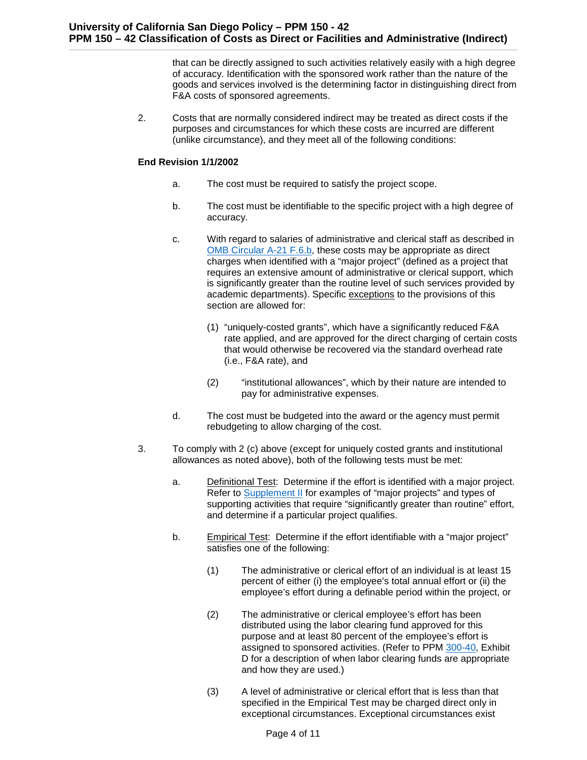that can be directly assigned to such activities relatively easily with a high degree of accuracy. Identification with the sponsored work rather than the nature of the goods and services involved is the determining factor in distinguishing direct from F&A costs of sponsored agreements.

2. Costs that are normally considered indirect may be treated as direct costs if the purposes and circumstances for which these costs are incurred are different (unlike circumstance), and they meet all of the following conditions:

**End Revision 1/1/2002**

   a. The cost must be required to satisfy the project scope.

   b. The cost must be identifiable to the specific project with a high degree of accuracy.

   c. With regard to salaries of administrative and clerical staff as described in OMB Circular A-21 F.6.b, these costs may be appropriate as direct charges when identified with a "major project" (defined as a project that requires an extensive amount of administrative or clerical support, which is significantly greater than the routine level of such services provided by academic departments). Specific <u>exceptions</u> to the provisions of this section are allowed for:

      (1) "uniquely-costed grants", which have a significantly reduced F&A rate applied, and are approved for the direct charging of certain costs that would otherwise be recovered via the standard overhead rate (i.e., F&A rate), and

      (2) "institutional allowances", which by their nature are intended to pay for administrative expenses.

   d. The cost must be budgeted into the award or the agency must permit rebudgeting to allow charging of the cost.

3. To comply with 2 (c) above (except for uniquely costed grants and institutional allowances as noted above), both of the following tests must be met:

   a. <u>Definitional Test</u>: Determine if the effort is identified with a major project. Refer to Supplement II for examples of "major projects" and types of supporting activities that require "significantly greater than routine" effort, and determine if a particular project qualifies.

   b. <u>Empirical Test</u>: Determine if the effort identifiable with a "major project" satisfies one of the following:

      (1) The administrative or clerical effort of an individual is at least 15 percent of either (i) the employee's total annual effort or (ii) the employee's effort during a definable period within the project, or

      (2) The administrative or clerical employee's effort has been distributed using the labor clearing fund approved for this purpose and at least 80 percent of the employee's effort is assigned to sponsored activities. (Refer to PPM 300-40, Exhibit D for a description of when labor clearing funds are appropriate and how they are used.)

      (3) A level of administrative or clerical effort that is less than that specified in the Empirical Test may be charged direct only in exceptional circumstances. Exceptional circumstances exist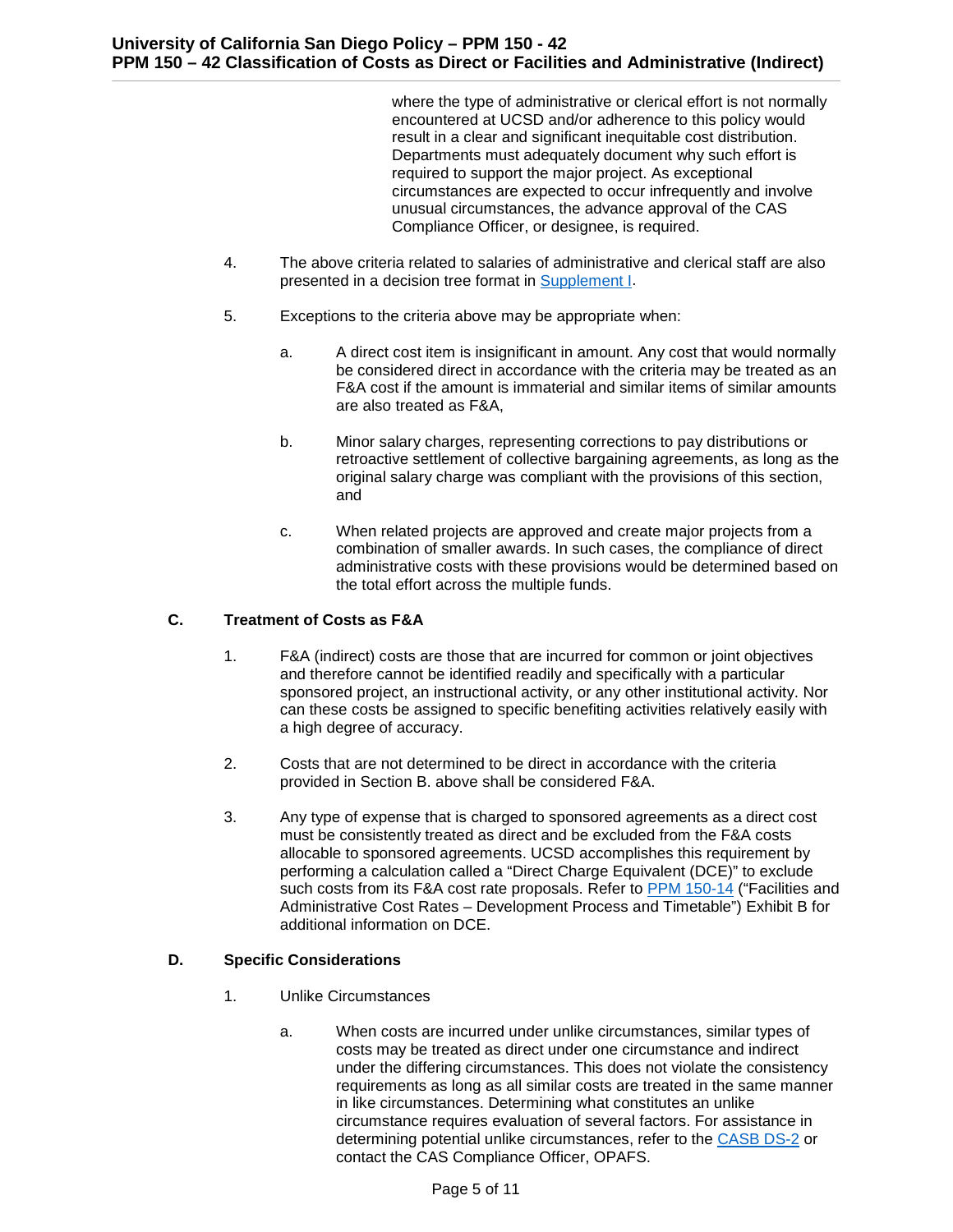where the type of administrative or clerical effort is not normally encountered at UCSD and/or adherence to this policy would result in a clear and significant inequitable cost distribution. Departments must adequately document why such effort is required to support the major project. As exceptional circumstances are expected to occur infrequently and involve unusual circumstances, the advance approval of the CAS Compliance Officer, or designee, is required.

4. The above criteria related to salaries of administrative and clerical staff are also presented in a decision tree format in [Supplement I](#).

5. Exceptions to the criteria above may be appropriate when:

    a. A direct cost item is insignificant in amount. Any cost that would normally be considered direct in accordance with the criteria may be treated as an F&A cost if the amount is immaterial and similar items of similar amounts are also treated as F&A,

    b. Minor salary charges, representing corrections to pay distributions or retroactive settlement of collective bargaining agreements, as long as the original salary charge was compliant with the provisions of this section, and

    c. When related projects are approved and create major projects from a combination of smaller awards. In such cases, the compliance of direct administrative costs with these provisions would be determined based on the total effort across the multiple funds.

### C. Treatment of Costs as F&A

1. F&A (indirect) costs are those that are incurred for common or joint objectives and therefore cannot be identified readily and specifically with a particular sponsored project, an instructional activity, or any other institutional activity. Nor can these costs be assigned to specific benefiting activities relatively easily with a high degree of accuracy.

2. Costs that are not determined to be direct in accordance with the criteria provided in Section B. above shall be considered F&A.

3. Any type of expense that is charged to sponsored agreements as a direct cost must be consistently treated as direct and be excluded from the F&A costs allocable to sponsored agreements. UCSD accomplishes this requirement by performing a calculation called a "Direct Charge Equivalent (DCE)" to exclude such costs from its F&A cost rate proposals. Refer to [PPM 150-14](#) ("Facilities and Administrative Cost Rates – Development Process and Timetable") Exhibit B for additional information on DCE.

### D. Specific Considerations

1. Unlike Circumstances

    a. When costs are incurred under unlike circumstances, similar types of costs may be treated as direct under one circumstance and indirect under the differing circumstances. This does not violate the consistency requirements as long as all similar costs are treated in the same manner in like circumstances. Determining what constitutes an unlike circumstance requires evaluation of several factors. For assistance in determining potential unlike circumstances, refer to the [CASB DS-2](#) or contact the CAS Compliance Officer, OPAFS.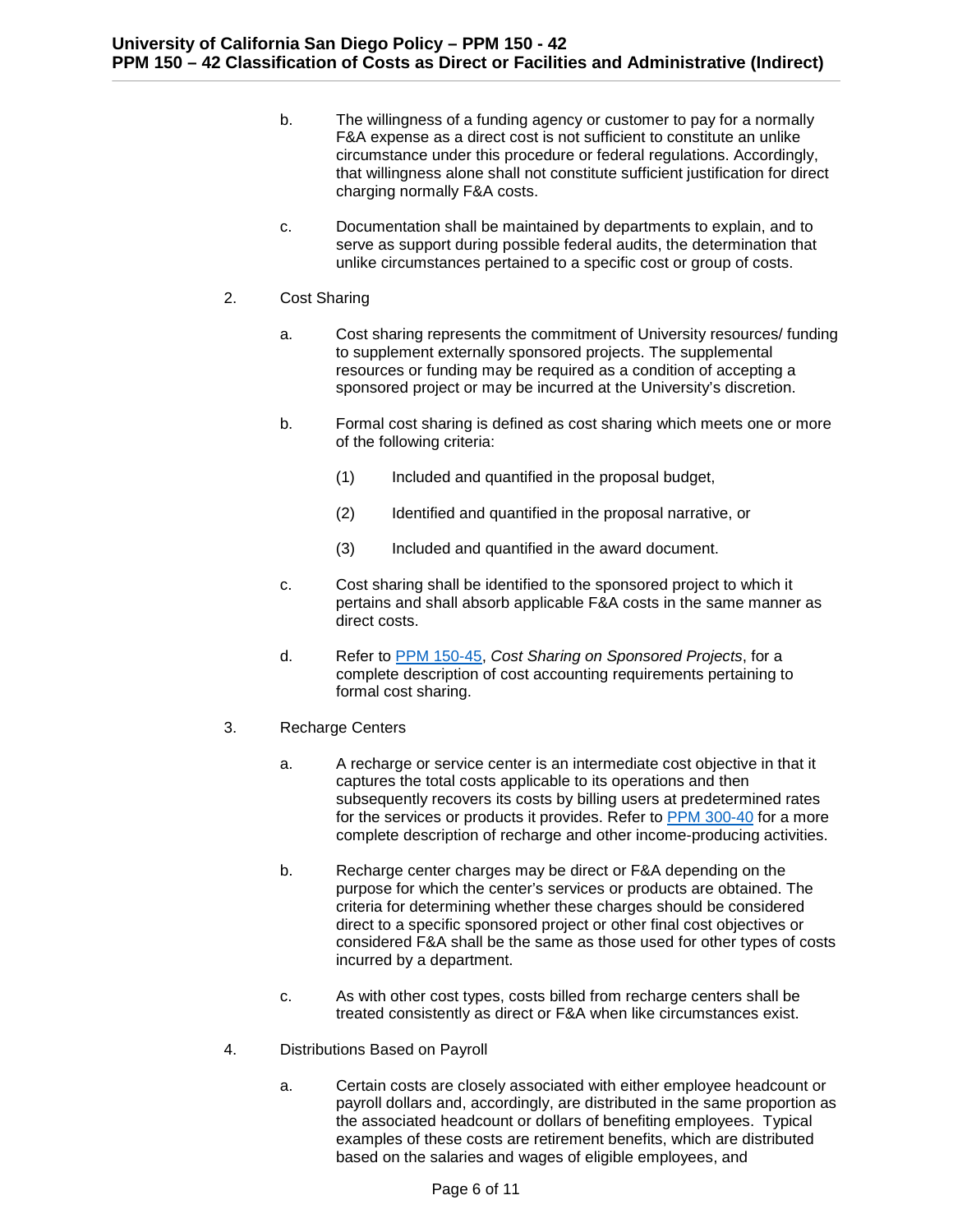b. The willingness of a funding agency or customer to pay for a normally F&A expense as a direct cost is not sufficient to constitute an unlike circumstance under this procedure or federal regulations. Accordingly, that willingness alone shall not constitute sufficient justification for direct charging normally F&A costs.

c. Documentation shall be maintained by departments to explain, and to serve as support during possible federal audits, the determination that unlike circumstances pertained to a specific cost or group of costs.

2. Cost Sharing

   a. Cost sharing represents the commitment of University resources/ funding to supplement externally sponsored projects. The supplemental resources or funding may be required as a condition of accepting a sponsored project or may be incurred at the University's discretion.

   b. Formal cost sharing is defined as cost sharing which meets one or more of the following criteria:

      (1) Included and quantified in the proposal budget,

      (2) Identified and quantified in the proposal narrative, or

      (3) Included and quantified in the award document.

   c. Cost sharing shall be identified to the sponsored project to which it pertains and shall absorb applicable F&A costs in the same manner as direct costs.

   d. Refer to PPM 150-45, *Cost Sharing on Sponsored Projects*, for a complete description of cost accounting requirements pertaining to formal cost sharing.

3. Recharge Centers

   a. A recharge or service center is an intermediate cost objective in that it captures the total costs applicable to its operations and then subsequently recovers its costs by billing users at predetermined rates for the services or products it provides. Refer to PPM 300-40 for a more complete description of recharge and other income-producing activities.

   b. Recharge center charges may be direct or F&A depending on the purpose for which the center's services or products are obtained. The criteria for determining whether these charges should be considered direct to a specific sponsored project or other final cost objectives or considered F&A shall be the same as those used for other types of costs incurred by a department.

   c. As with other cost types, costs billed from recharge centers shall be treated consistently as direct or F&A when like circumstances exist.

4. Distributions Based on Payroll

   a. Certain costs are closely associated with either employee headcount or payroll dollars and, accordingly, are distributed in the same proportion as the associated headcount or dollars of benefiting employees. Typical examples of these costs are retirement benefits, which are distributed based on the salaries and wages of eligible employees, and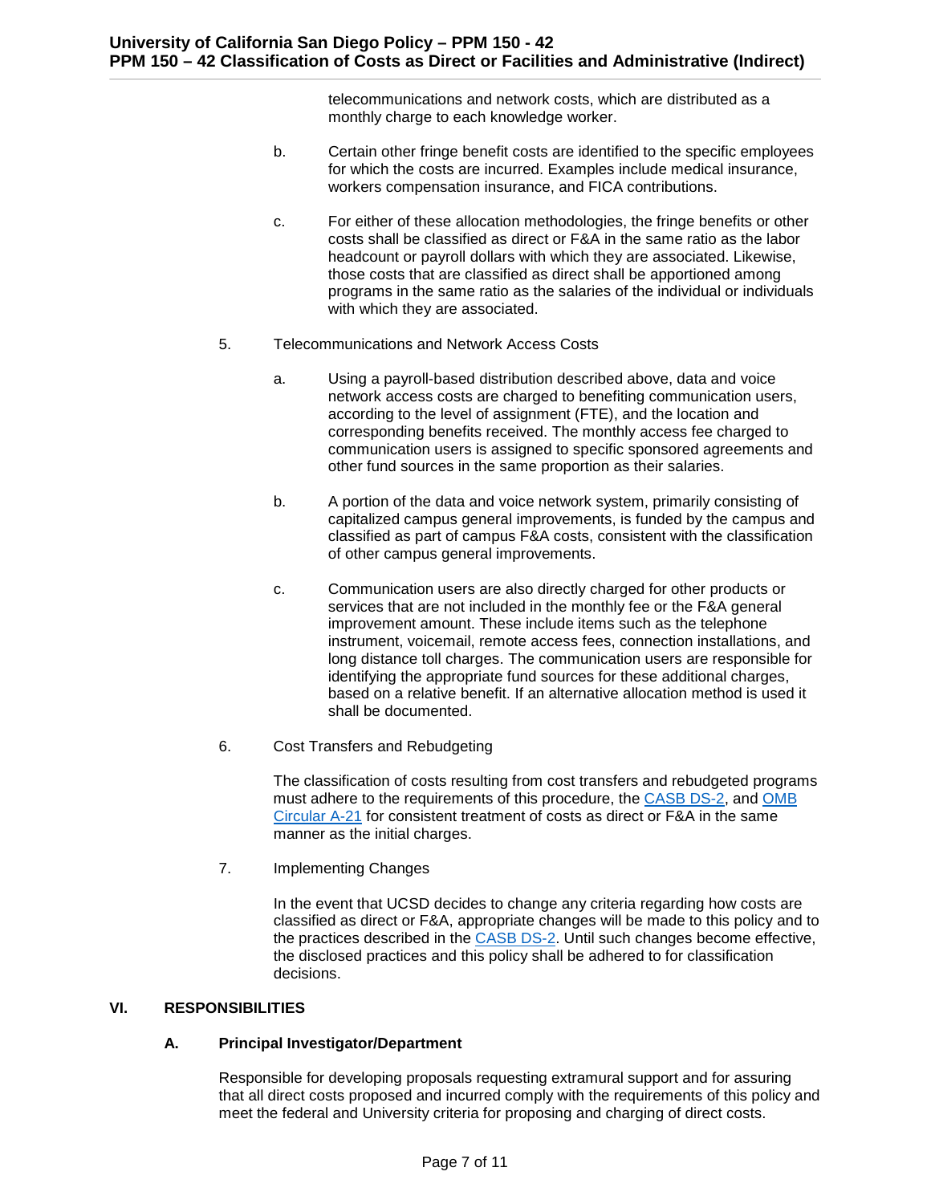telecommunications and network costs, which are distributed as a monthly charge to each knowledge worker.

b. Certain other fringe benefit costs are identified to the specific employees for which the costs are incurred. Examples include medical insurance, workers compensation insurance, and FICA contributions.

c. For either of these allocation methodologies, the fringe benefits or other costs shall be classified as direct or F&A in the same ratio as the labor headcount or payroll dollars with which they are associated. Likewise, those costs that are classified as direct shall be apportioned among programs in the same ratio as the salaries of the individual or individuals with which they are associated.

5. Telecommunications and Network Access Costs

a. Using a payroll-based distribution described above, data and voice network access costs are charged to benefiting communication users, according to the level of assignment (FTE), and the location and corresponding benefits received. The monthly access fee charged to communication users is assigned to specific sponsored agreements and other fund sources in the same proportion as their salaries.

b. A portion of the data and voice network system, primarily consisting of capitalized campus general improvements, is funded by the campus and classified as part of campus F&A costs, consistent with the classification of other campus general improvements.

c. Communication users are also directly charged for other products or services that are not included in the monthly fee or the F&A general improvement amount. These include items such as the telephone instrument, voicemail, remote access fees, connection installations, and long distance toll charges. The communication users are responsible for identifying the appropriate fund sources for these additional charges, based on a relative benefit. If an alternative allocation method is used it shall be documented.

6. Cost Transfers and Rebudgeting

The classification of costs resulting from cost transfers and rebudgeted programs must adhere to the requirements of this procedure, the CASB DS-2, and OMB Circular A-21 for consistent treatment of costs as direct or F&A in the same manner as the initial charges.

7. Implementing Changes

In the event that UCSD decides to change any criteria regarding how costs are classified as direct or F&A, appropriate changes will be made to this policy and to the practices described in the CASB DS-2. Until such changes become effective, the disclosed practices and this policy shall be adhered to for classification decisions.

## VI. RESPONSIBILITIES

### A. Principal Investigator/Department

Responsible for developing proposals requesting extramural support and for assuring that all direct costs proposed and incurred comply with the requirements of this policy and meet the federal and University criteria for proposing and charging of direct costs.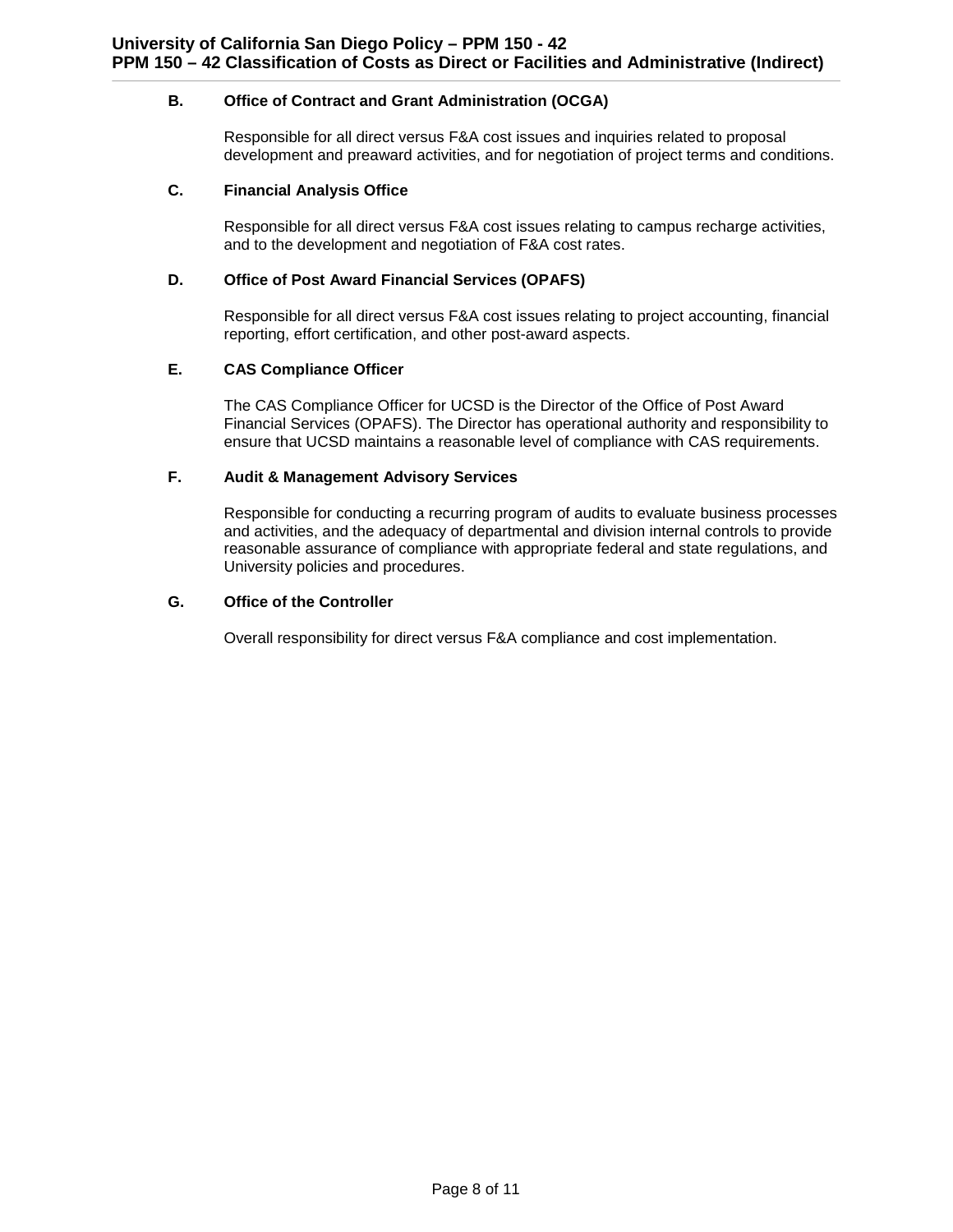**B. Office of Contract and Grant Administration (OCGA)**

Responsible for all direct versus F&A cost issues and inquiries related to proposal development and preaward activities, and for negotiation of project terms and conditions.

**C. Financial Analysis Office**

Responsible for all direct versus F&A cost issues relating to campus recharge activities, and to the development and negotiation of F&A cost rates.

**D. Office of Post Award Financial Services (OPAFS)**

Responsible for all direct versus F&A cost issues relating to project accounting, financial reporting, effort certification, and other post-award aspects.

**E. CAS Compliance Officer**

The CAS Compliance Officer for UCSD is the Director of the Office of Post Award Financial Services (OPAFS). The Director has operational authority and responsibility to ensure that UCSD maintains a reasonable level of compliance with CAS requirements.

**F. Audit & Management Advisory Services**

Responsible for conducting a recurring program of audits to evaluate business processes and activities, and the adequacy of departmental and division internal controls to provide reasonable assurance of compliance with appropriate federal and state regulations, and University policies and procedures.

**G. Office of the Controller**

Overall responsibility for direct versus F&A compliance and cost implementation.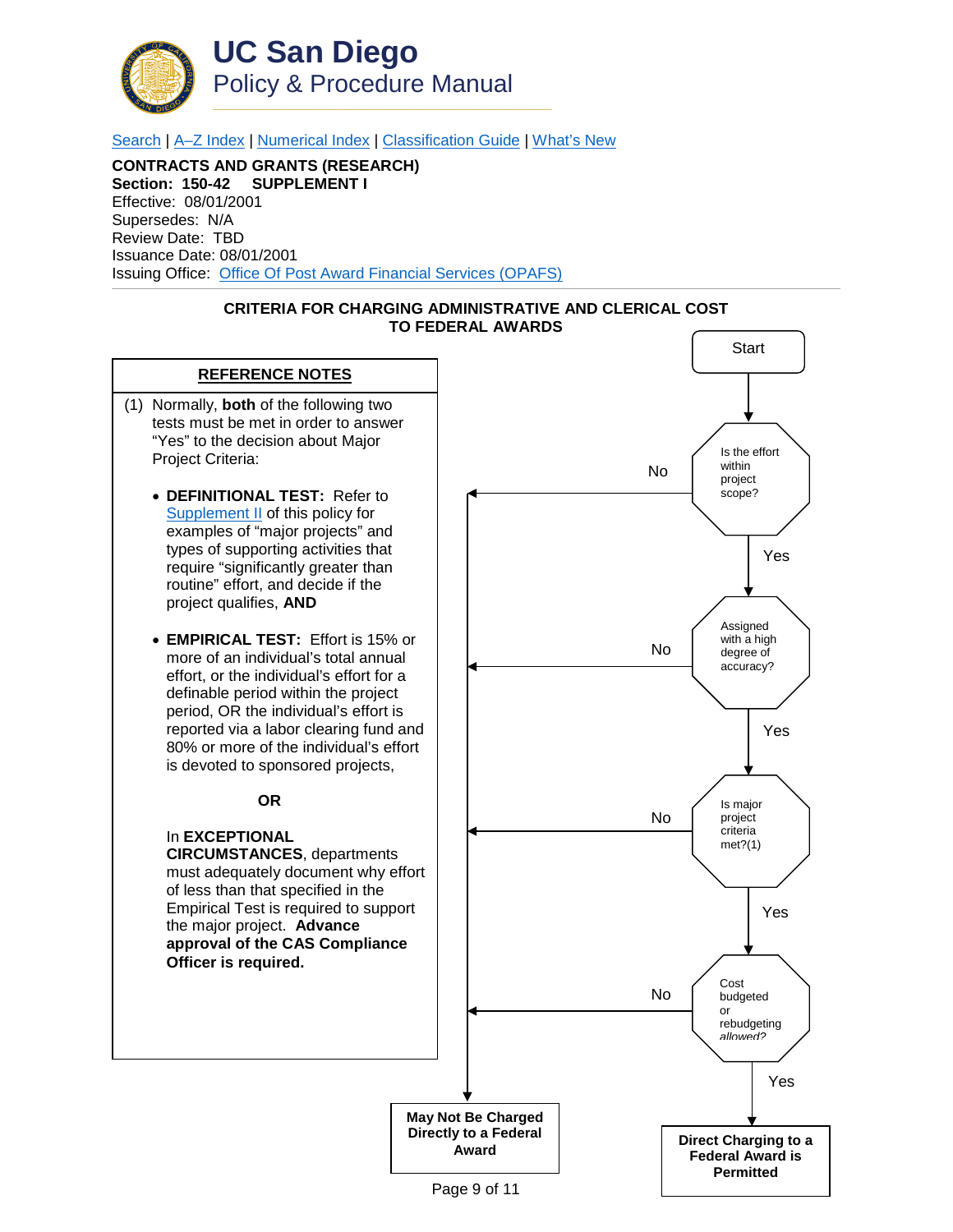# UC San Diego
## Policy & Procedure Manual

[Search](#) | [A–Z Index](#) | [Numerical Index](#) | [Classification Guide](#) | [What's New](#)

**CONTRACTS AND GRANTS (RESEARCH)**
**Section: 150-42 SUPPLEMENT I**
Effective: 08/01/2001
Supersedes: N/A
Review Date: TBD
Issuance Date: 08/01/2001
Issuing Office: [Office Of Post Award Financial Services (OPAFS)](#)

---

### CRITERIA FOR CHARGING ADMINISTRATIVE AND CLERICAL COST TO FEDERAL AWARDS

**REFERENCE NOTES**

(1) Normally, **both** of the following two tests must be met in order to answer "Yes" to the decision about Major Project Criteria:

- **DEFINITIONAL TEST:** Refer to [Supplement II](#) of this policy for examples of "major projects" and types of supporting activities that require "significantly greater than routine" effort, and decide if the project qualifies, **AND**

- **EMPIRICAL TEST:** Effort is 15% or more of an individual's total annual effort, or the individual's effort for a definable period within the project period, OR the individual's effort is reported via a labor clearing fund and 80% or more of the individual's effort is devoted to sponsored projects,

  **OR**

  In **EXCEPTIONAL CIRCUMSTANCES**, departments must adequately document why effort of less than that specified in the Empirical Test is required to support the major project. **Advance approval of the CAS Compliance Officer is required.**

**Flowchart:**

Start

1. Is the effort within project scope?
   - No → **May Not Be Charged Directly to a Federal Award**
   - Yes → continue
2. Assigned with a high degree of accuracy?
   - No → **May Not Be Charged Directly to a Federal Award**
   - Yes → continue
3. Is major project criteria met?(1)
   - No → **May Not Be Charged Directly to a Federal Award**
   - Yes → continue
4. Cost budgeted or rebudgeting allowed?
   - No → **May Not Be Charged Directly to a Federal Award**
   - Yes → **Direct Charging to a Federal Award is Permitted**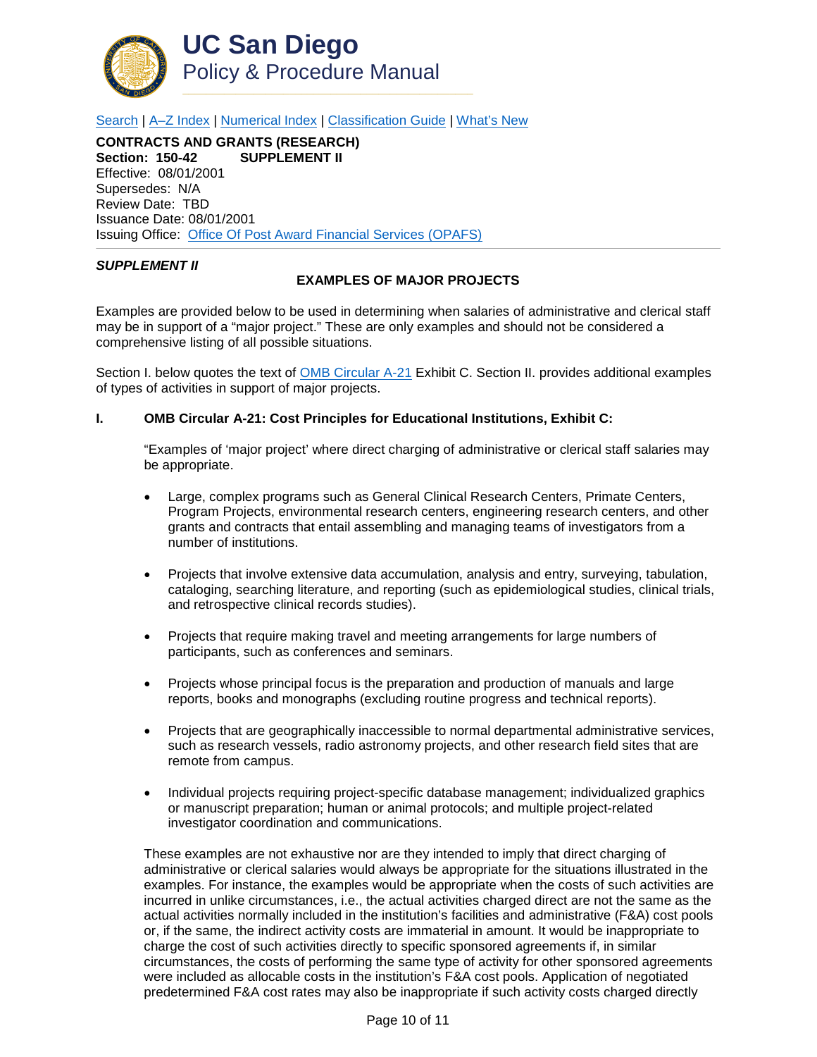# UC San Diego
## Policy & Procedure Manual

Search | A–Z Index | Numerical Index | Classification Guide | What's New

**CONTRACTS AND GRANTS (RESEARCH)**
**Section: 150-42 SUPPLEMENT II**
Effective: 08/01/2001
Supersedes: N/A
Review Date: TBD
Issuance Date: 08/01/2001
Issuing Office: Office Of Post Award Financial Services (OPAFS)

***SUPPLEMENT II***

**EXAMPLES OF MAJOR PROJECTS**

Examples are provided below to be used in determining when salaries of administrative and clerical staff may be in support of a "major project." These are only examples and should not be considered a comprehensive listing of all possible situations.

Section I. below quotes the text of OMB Circular A-21 Exhibit C. Section II. provides additional examples of types of activities in support of major projects.

**I. OMB Circular A-21: Cost Principles for Educational Institutions, Exhibit C:**

"Examples of 'major project' where direct charging of administrative or clerical staff salaries may be appropriate.

- Large, complex programs such as General Clinical Research Centers, Primate Centers, Program Projects, environmental research centers, engineering research centers, and other grants and contracts that entail assembling and managing teams of investigators from a number of institutions.
- Projects that involve extensive data accumulation, analysis and entry, surveying, tabulation, cataloging, searching literature, and reporting (such as epidemiological studies, clinical trials, and retrospective clinical records studies).
- Projects that require making travel and meeting arrangements for large numbers of participants, such as conferences and seminars.
- Projects whose principal focus is the preparation and production of manuals and large reports, books and monographs (excluding routine progress and technical reports).
- Projects that are geographically inaccessible to normal departmental administrative services, such as research vessels, radio astronomy projects, and other research field sites that are remote from campus.
- Individual projects requiring project-specific database management; individualized graphics or manuscript preparation; human or animal protocols; and multiple project-related investigator coordination and communications.

These examples are not exhaustive nor are they intended to imply that direct charging of administrative or clerical salaries would always be appropriate for the situations illustrated in the examples. For instance, the examples would be appropriate when the costs of such activities are incurred in unlike circumstances, i.e., the actual activities charged direct are not the same as the actual activities normally included in the institution's facilities and administrative (F&A) cost pools or, if the same, the indirect activity costs are immaterial in amount. It would be inappropriate to charge the cost of such activities directly to specific sponsored agreements if, in similar circumstances, the costs of performing the same type of activity for other sponsored agreements were included as allocable costs in the institution's F&A cost pools. Application of negotiated predetermined F&A cost rates may also be inappropriate if such activity costs charged directly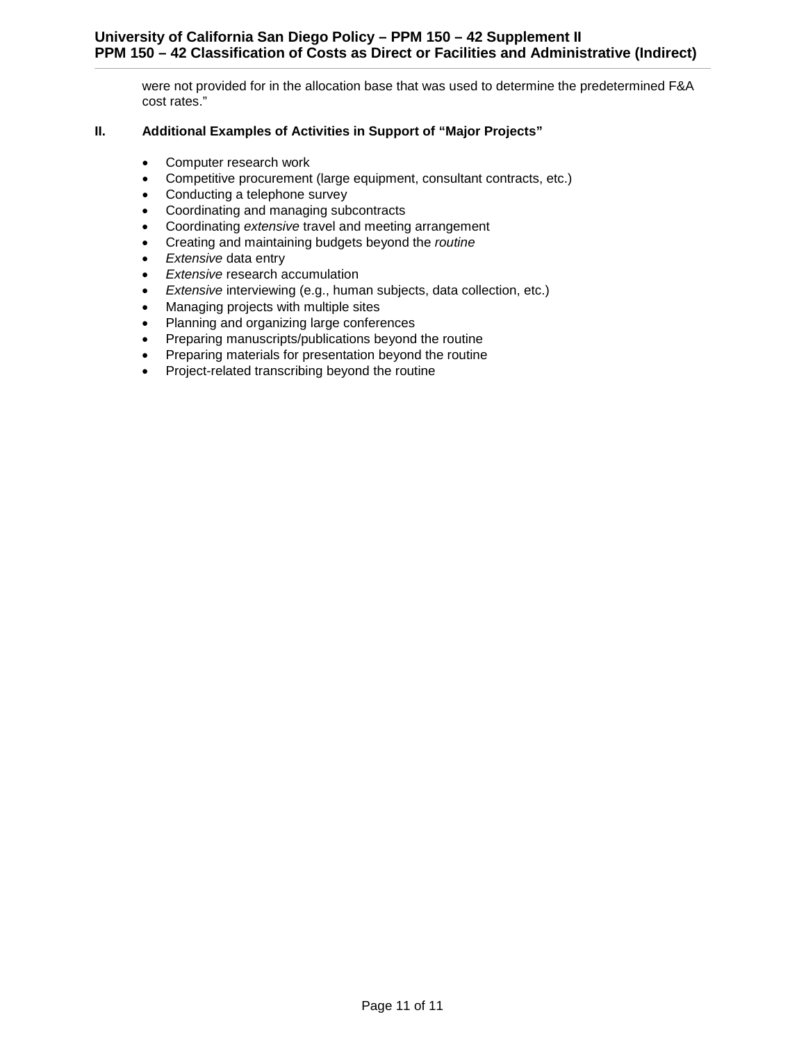were not provided for in the allocation base that was used to determine the predetermined F&A cost rates."

## II. Additional Examples of Activities in Support of "Major Projects"

- Computer research work
- Competitive procurement (large equipment, consultant contracts, etc.)
- Conducting a telephone survey
- Coordinating and managing subcontracts
- Coordinating *extensive* travel and meeting arrangement
- Creating and maintaining budgets beyond the *routine*
- *Extensive* data entry
- *Extensive* research accumulation
- *Extensive* interviewing (e.g., human subjects, data collection, etc.)
- Managing projects with multiple sites
- Planning and organizing large conferences
- Preparing manuscripts/publications beyond the routine
- Preparing materials for presentation beyond the routine
- Project-related transcribing beyond the routine